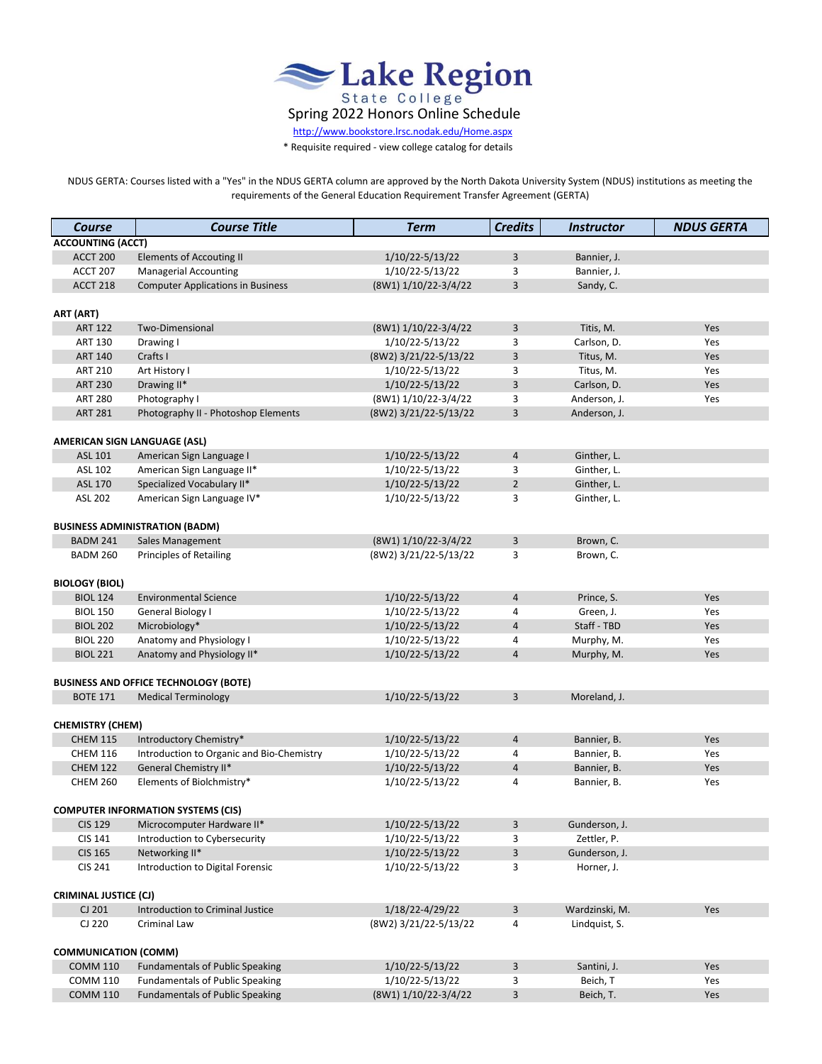# Lake Region State College

## Spring 2022 Honors Online Schedule

http://www.bookstore.lrsc.nodak.edu/Home.aspx

\* Requisite required - view college catalog for details

NDUS GERTA: Courses listed with a "Yes" in the NDUS GERTA column are approved by the North Dakota University System (NDUS) institutions as meeting the requirements of the General Education Requirement Transfer Agreement (GERTA)

| Course | Course Title | Term | Credits | Instructor | NDUS GERTA |
|---|---|---|---|---|---|
| **ACCOUNTING (ACCT)** | | | | | |
| ACCT 200 | Elements of Accouting II | 1/10/22-5/13/22 | 3 | Bannier, J. | |
| ACCT 207 | Managerial Accounting | 1/10/22-5/13/22 | 3 | Bannier, J. | |
| ACCT 218 | Computer Applications in Business | (8W1) 1/10/22-3/4/22 | 3 | Sandy, C. | |
| **ART (ART)** | | | | | |
| ART 122 | Two-Dimensional | (8W1) 1/10/22-3/4/22 | 3 | Titis, M. | Yes |
| ART 130 | Drawing I | 1/10/22-5/13/22 | 3 | Carlson, D. | Yes |
| ART 140 | Crafts I | (8W2) 3/21/22-5/13/22 | 3 | Titus, M. | Yes |
| ART 210 | Art History I | 1/10/22-5/13/22 | 3 | Titus, M. | Yes |
| ART 230 | Drawing II* | 1/10/22-5/13/22 | 3 | Carlson, D. | Yes |
| ART 280 | Photography I | (8W1) 1/10/22-3/4/22 | 3 | Anderson, J. | Yes |
| ART 281 | Photography II - Photoshop Elements | (8W2) 3/21/22-5/13/22 | 3 | Anderson, J. | |
| **AMERICAN SIGN LANGUAGE (ASL)** | | | | | |
| ASL 101 | American Sign Language I | 1/10/22-5/13/22 | 4 | Ginther, L. | |
| ASL 102 | American Sign Language II* | 1/10/22-5/13/22 | 3 | Ginther, L. | |
| ASL 170 | Specialized Vocabulary II* | 1/10/22-5/13/22 | 2 | Ginther, L. | |
| ASL 202 | American Sign Language IV* | 1/10/22-5/13/22 | 3 | Ginther, L. | |
| **BUSINESS ADMINISTRATION (BADM)** | | | | | |
| BADM 241 | Sales Management | (8W1) 1/10/22-3/4/22 | 3 | Brown, C. | |
| BADM 260 | Principles of Retailing | (8W2) 3/21/22-5/13/22 | 3 | Brown, C. | |
| **BIOLOGY (BIOL)** | | | | | |
| BIOL 124 | Environmental Science | 1/10/22-5/13/22 | 4 | Prince, S. | Yes |
| BIOL 150 | General Biology I | 1/10/22-5/13/22 | 4 | Green, J. | Yes |
| BIOL 202 | Microbiology* | 1/10/22-5/13/22 | 4 | Staff - TBD | Yes |
| BIOL 220 | Anatomy and Physiology I | 1/10/22-5/13/22 | 4 | Murphy, M. | Yes |
| BIOL 221 | Anatomy and Physiology II* | 1/10/22-5/13/22 | 4 | Murphy, M. | Yes |
| **BUSINESS AND OFFICE TECHNOLOGY (BOTE)** | | | | | |
| BOTE 171 | Medical Terminology | 1/10/22-5/13/22 | 3 | Moreland, J. | |
| **CHEMISTRY (CHEM)** | | | | | |
| CHEM 115 | Introductory Chemistry* | 1/10/22-5/13/22 | 4 | Bannier, B. | Yes |
| CHEM 116 | Introduction to Organic and Bio-Chemistry | 1/10/22-5/13/22 | 4 | Bannier, B. | Yes |
| CHEM 122 | General Chemistry II* | 1/10/22-5/13/22 | 4 | Bannier, B. | Yes |
| CHEM 260 | Elements of Biolchmistry* | 1/10/22-5/13/22 | 4 | Bannier, B. | Yes |
| **COMPUTER INFORMATION SYSTEMS (CIS)** | | | | | |
| CIS 129 | Microcomputer Hardware II* | 1/10/22-5/13/22 | 3 | Gunderson, J. | |
| CIS 141 | Introduction to Cybersecurity | 1/10/22-5/13/22 | 3 | Zettler, P. | |
| CIS 165 | Networking II* | 1/10/22-5/13/22 | 3 | Gunderson, J. | |
| CIS 241 | Introduction to Digital Forensic | 1/10/22-5/13/22 | 3 | Horner, J. | |
| **CRIMINAL JUSTICE (CJ)** | | | | | |
| CJ 201 | Introduction to Criminal Justice | 1/18/22-4/29/22 | 3 | Wardzinski, M. | Yes |
| CJ 220 | Criminal Law | (8W2) 3/21/22-5/13/22 | 4 | Lindquist, S. | |
| **COMMUNICATION (COMM)** | | | | | |
| COMM 110 | Fundamentals of Public Speaking | 1/10/22-5/13/22 | 3 | Santini, J. | Yes |
| COMM 110 | Fundamentals of Public Speaking | 1/10/22-5/13/22 | 3 | Beich, T | Yes |
| COMM 110 | Fundamentals of Public Speaking | (8W1) 1/10/22-3/4/22 | 3 | Beich, T. | Yes |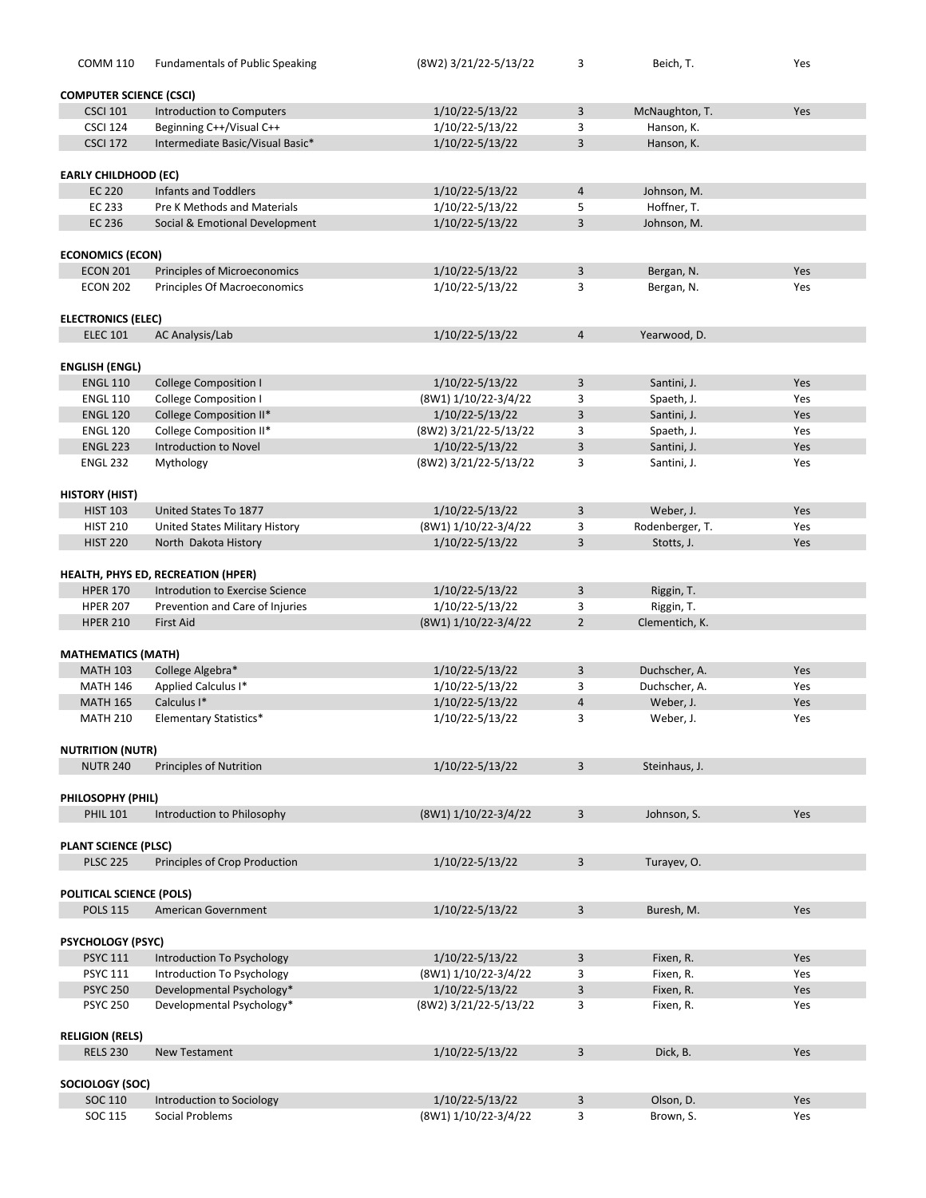| | | | | | |
|---|---|---|---|---|---|
| COMM 110 | Fundamentals of Public Speaking | (8W2) 3/21/22-5/13/22 | 3 | Beich, T. | Yes |

**COMPUTER SCIENCE (CSCI)**

| | | | | | |
|---|---|---|---|---|---|
| CSCI 101 | Introduction to Computers | 1/10/22-5/13/22 | 3 | McNaughton, T. | Yes |
| CSCI 124 | Beginning C++/Visual C++ | 1/10/22-5/13/22 | 3 | Hanson, K. | |
| CSCI 172 | Intermediate Basic/Visual Basic* | 1/10/22-5/13/22 | 3 | Hanson, K. | |

**EARLY CHILDHOOD (EC)**

| | | | | | |
|---|---|---|---|---|---|
| EC 220 | Infants and Toddlers | 1/10/22-5/13/22 | 4 | Johnson, M. | |
| EC 233 | Pre K Methods and Materials | 1/10/22-5/13/22 | 5 | Hoffner, T. | |
| EC 236 | Social & Emotional Development | 1/10/22-5/13/22 | 3 | Johnson, M. | |

**ECONOMICS (ECON)**

| | | | | | |
|---|---|---|---|---|---|
| ECON 201 | Principles of Microeconomics | 1/10/22-5/13/22 | 3 | Bergan, N. | Yes |
| ECON 202 | Principles Of Macroeconomics | 1/10/22-5/13/22 | 3 | Bergan, N. | Yes |

**ELECTRONICS (ELEC)**

| | | | | | |
|---|---|---|---|---|---|
| ELEC 101 | AC Analysis/Lab | 1/10/22-5/13/22 | 4 | Yearwood, D. | |

**ENGLISH (ENGL)**

| | | | | | |
|---|---|---|---|---|---|
| ENGL 110 | College Composition I | 1/10/22-5/13/22 | 3 | Santini, J. | Yes |
| ENGL 110 | College Composition I | (8W1) 1/10/22-3/4/22 | 3 | Spaeth, J. | Yes |
| ENGL 120 | College Composition II* | 1/10/22-5/13/22 | 3 | Santini, J. | Yes |
| ENGL 120 | College Composition II* | (8W2) 3/21/22-5/13/22 | 3 | Spaeth, J. | Yes |
| ENGL 223 | Introduction to Novel | 1/10/22-5/13/22 | 3 | Santini, J. | Yes |
| ENGL 232 | Mythology | (8W2) 3/21/22-5/13/22 | 3 | Santini, J. | Yes |

**HISTORY (HIST)**

| | | | | | |
|---|---|---|---|---|---|
| HIST 103 | United States To 1877 | 1/10/22-5/13/22 | 3 | Weber, J. | Yes |
| HIST 210 | United States Military History | (8W1) 1/10/22-3/4/22 | 3 | Rodenberger, T. | Yes |
| HIST 220 | North Dakota History | 1/10/22-5/13/22 | 3 | Stotts, J. | Yes |

**HEALTH, PHYS ED, RECREATION (HPER)**

| | | | | | |
|---|---|---|---|---|---|
| HPER 170 | Introdution to Exercise Science | 1/10/22-5/13/22 | 3 | Riggin, T. | |
| HPER 207 | Prevention and Care of Injuries | 1/10/22-5/13/22 | 3 | Riggin, T. | |
| HPER 210 | First Aid | (8W1) 1/10/22-3/4/22 | 2 | Clementich, K. | |

**MATHEMATICS (MATH)**

| | | | | | |
|---|---|---|---|---|---|
| MATH 103 | College Algebra* | 1/10/22-5/13/22 | 3 | Duchscher, A. | Yes |
| MATH 146 | Applied Calculus I* | 1/10/22-5/13/22 | 3 | Duchscher, A. | Yes |
| MATH 165 | Calculus I* | 1/10/22-5/13/22 | 4 | Weber, J. | Yes |
| MATH 210 | Elementary Statistics* | 1/10/22-5/13/22 | 3 | Weber, J. | Yes |

**NUTRITION (NUTR)**

| | | | | | |
|---|---|---|---|---|---|
| NUTR 240 | Principles of Nutrition | 1/10/22-5/13/22 | 3 | Steinhaus, J. | |

**PHILOSOPHY (PHIL)**

| | | | | | |
|---|---|---|---|---|---|
| PHIL 101 | Introduction to Philosophy | (8W1) 1/10/22-3/4/22 | 3 | Johnson, S. | Yes |

**PLANT SCIENCE (PLSC)**

| | | | | | |
|---|---|---|---|---|---|
| PLSC 225 | Principles of Crop Production | 1/10/22-5/13/22 | 3 | Turayev, O. | |

**POLITICAL SCIENCE (POLS)**

| | | | | | |
|---|---|---|---|---|---|
| POLS 115 | American Government | 1/10/22-5/13/22 | 3 | Buresh, M. | Yes |

**PSYCHOLOGY (PSYC)**

| | | | | | |
|---|---|---|---|---|---|
| PSYC 111 | Introduction To Psychology | 1/10/22-5/13/22 | 3 | Fixen, R. | Yes |
| PSYC 111 | Introduction To Psychology | (8W1) 1/10/22-3/4/22 | 3 | Fixen, R. | Yes |
| PSYC 250 | Developmental Psychology* | 1/10/22-5/13/22 | 3 | Fixen, R. | Yes |
| PSYC 250 | Developmental Psychology* | (8W2) 3/21/22-5/13/22 | 3 | Fixen, R. | Yes |

**RELIGION (RELS)**

| | | | | | |
|---|---|---|---|---|---|
| RELS 230 | New Testament | 1/10/22-5/13/22 | 3 | Dick, B. | Yes |

**SOCIOLOGY (SOC)**

| | | | | | |
|---|---|---|---|---|---|
| SOC 110 | Introduction to Sociology | 1/10/22-5/13/22 | 3 | Olson, D. | Yes |
| SOC 115 | Social Problems | (8W1) 1/10/22-3/4/22 | 3 | Brown, S. | Yes |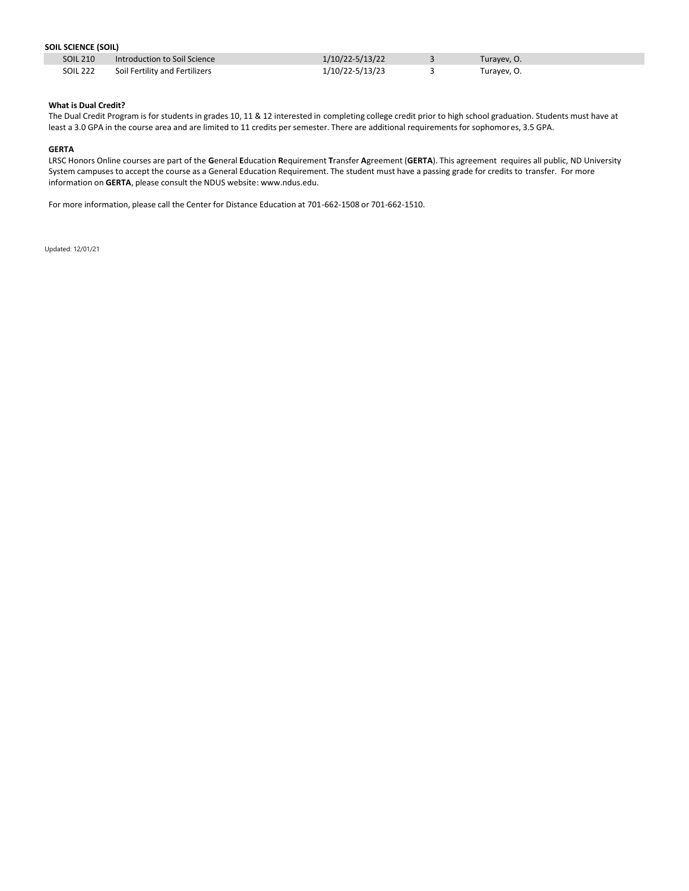**SOIL SCIENCE (SOIL)**

| | | | | |
|---|---|---|---|---|
| SOIL 210 | Introduction to Soil Science | 1/10/22-5/13/22 | 3 | Turayev, O. |
| SOIL 222 | Soil Fertility and Fertilizers | 1/10/22-5/13/23 | 3 | Turayev, O. |

**What is Dual Credit?**

The Dual Credit Program is for students in grades 10, 11 & 12 interested in completing college credit prior to high school graduation. Students must have at least a 3.0 GPA in the course area and are limited to 11 credits per semester. There are additional requirements for sophomores, 3.5 GPA.

**GERTA**

LRSC Honors Online courses are part of the **G**eneral **E**ducation **R**equirement **T**ransfer **A**greement (**GERTA**). This agreement requires all public, ND University System campuses to accept the course as a General Education Requirement. The student must have a passing grade for credits to transfer. For more information on **GERTA**, please consult the NDUS website: www.ndus.edu.

For more information, please call the Center for Distance Education at 701-662-1508 or 701-662-1510.

Updated: 12/01/21